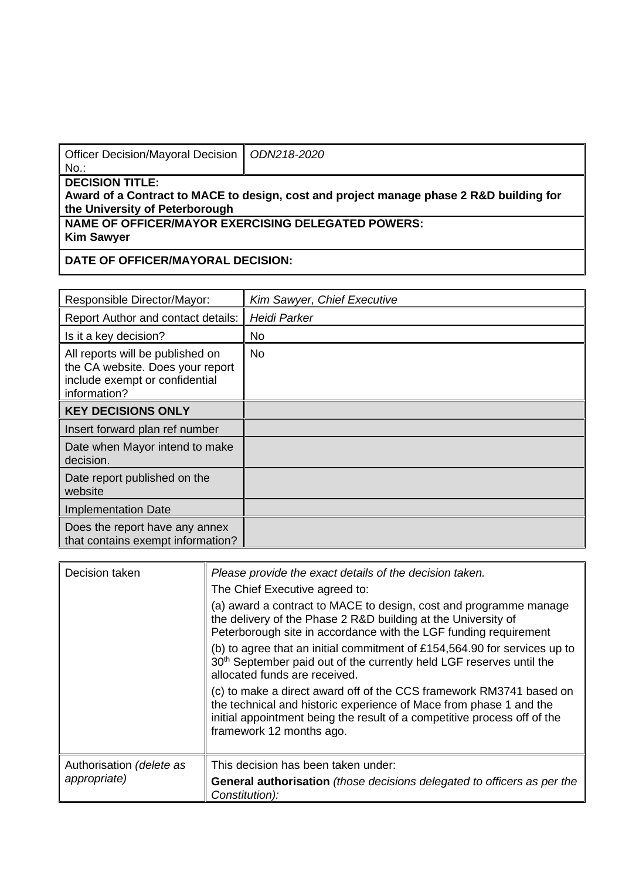| Officer Decision/Mayoral Decision No.: | *ODN218-2020* |
|---|---|

**DECISION TITLE:**
**Award of a Contract to MACE to design, cost and project manage phase 2 R&D building for the University of Peterborough**

**NAME OF OFFICER/MAYOR EXERCISING DELEGATED POWERS:**
**Kim Sawyer**

**DATE OF OFFICER/MAYORAL DECISION:**

| Responsible Director/Mayor: | *Kim Sawyer, Chief Executive* |
|---|---|
| Report Author and contact details: | *Heidi Parker* |
| Is it a key decision? | No |
| All reports will be published on the CA website. Does your report include exempt or confidential information? | No |
| **KEY DECISIONS ONLY** | |
| Insert forward plan ref number | |
| Date when Mayor intend to make decision. | |
| Date report published on the website | |
| Implementation Date | |
| Does the report have any annex that contains exempt information? | |

| Decision taken | *Please provide the exact details of the decision taken.*<br>The Chief Executive agreed to:<br>(a) award a contract to MACE to design, cost and programme manage the delivery of the Phase 2 R&D building at the University of Peterborough site in accordance with the LGF funding requirement<br>(b) to agree that an initial commitment of £154,564.90 for services up to 30th September paid out of the currently held LGF reserves until the allocated funds are received.<br>(c) to make a direct award off of the CCS framework RM3741 based on the technical and historic experience of Mace from phase 1 and the initial appointment being the result of a competitive process off of the framework 12 months ago. |
|---|---|
| Authorisation *(delete as appropriate)* | This decision has been taken under:<br>**General authorisation** *(those decisions delegated to officers as per the Constitution):* |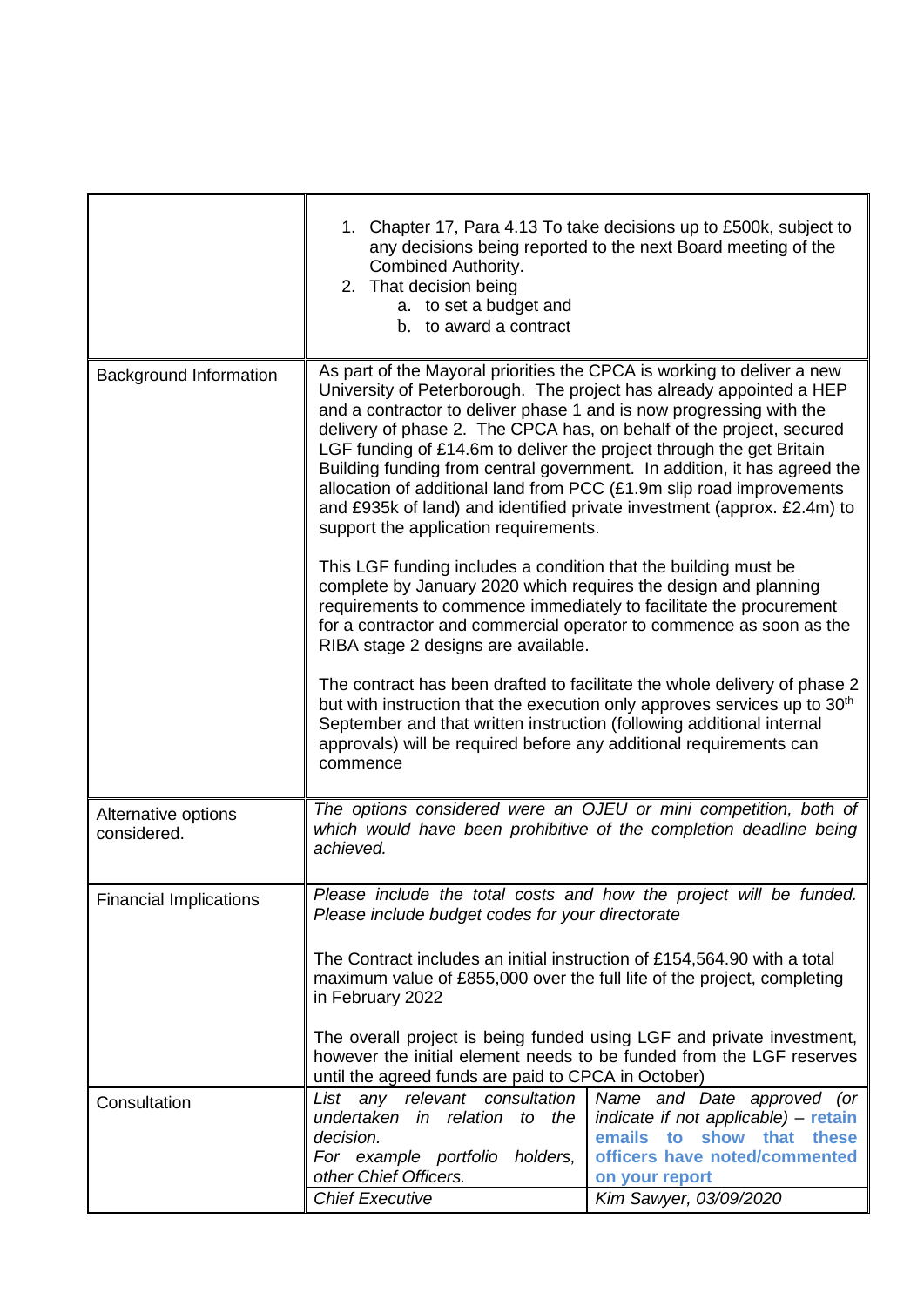| | | |
|---|---|---|
| | 1. Chapter 17, Para 4.13 To take decisions up to £500k, subject to any decisions being reported to the next Board meeting of the Combined Authority.<br>2. That decision being<br>a. to set a budget and<br>b. to award a contract | |
| Background Information | As part of the Mayoral priorities the CPCA is working to deliver a new University of Peterborough. The project has already appointed a HEP and a contractor to deliver phase 1 and is now progressing with the delivery of phase 2. The CPCA has, on behalf of the project, secured LGF funding of £14.6m to deliver the project through the get Britain Building funding from central government. In addition, it has agreed the allocation of additional land from PCC (£1.9m slip road improvements and £935k of land) and identified private investment (approx. £2.4m) to support the application requirements.<br><br>This LGF funding includes a condition that the building must be complete by January 2020 which requires the design and planning requirements to commence immediately to facilitate the procurement for a contractor and commercial operator to commence as soon as the RIBA stage 2 designs are available.<br><br>The contract has been drafted to facilitate the whole delivery of phase 2 but with instruction that the execution only approves services up to 30th September and that written instruction (following additional internal approvals) will be required before any additional requirements can commence | |
| Alternative options considered. | *The options considered were an OJEU or mini competition, both of which would have been prohibitive of the completion deadline being achieved.* | |
| Financial Implications | *Please include the total costs and how the project will be funded. Please include budget codes for your directorate*<br><br>The Contract includes an initial instruction of £154,564.90 with a total maximum value of £855,000 over the full life of the project, completing in February 2022<br><br>The overall project is being funded using LGF and private investment, however the initial element needs to be funded from the LGF reserves until the agreed funds are paid to CPCA in October) | |
| Consultation | *List any relevant consultation undertaken in relation to the decision.*<br>*For example portfolio holders, other Chief Officers.* | *Name and Date approved (or indicate if not applicable) –* **retain emails to show that these officers have noted/commented on your report** |
| | *Chief Executive* | *Kim Sawyer, 03/09/2020* |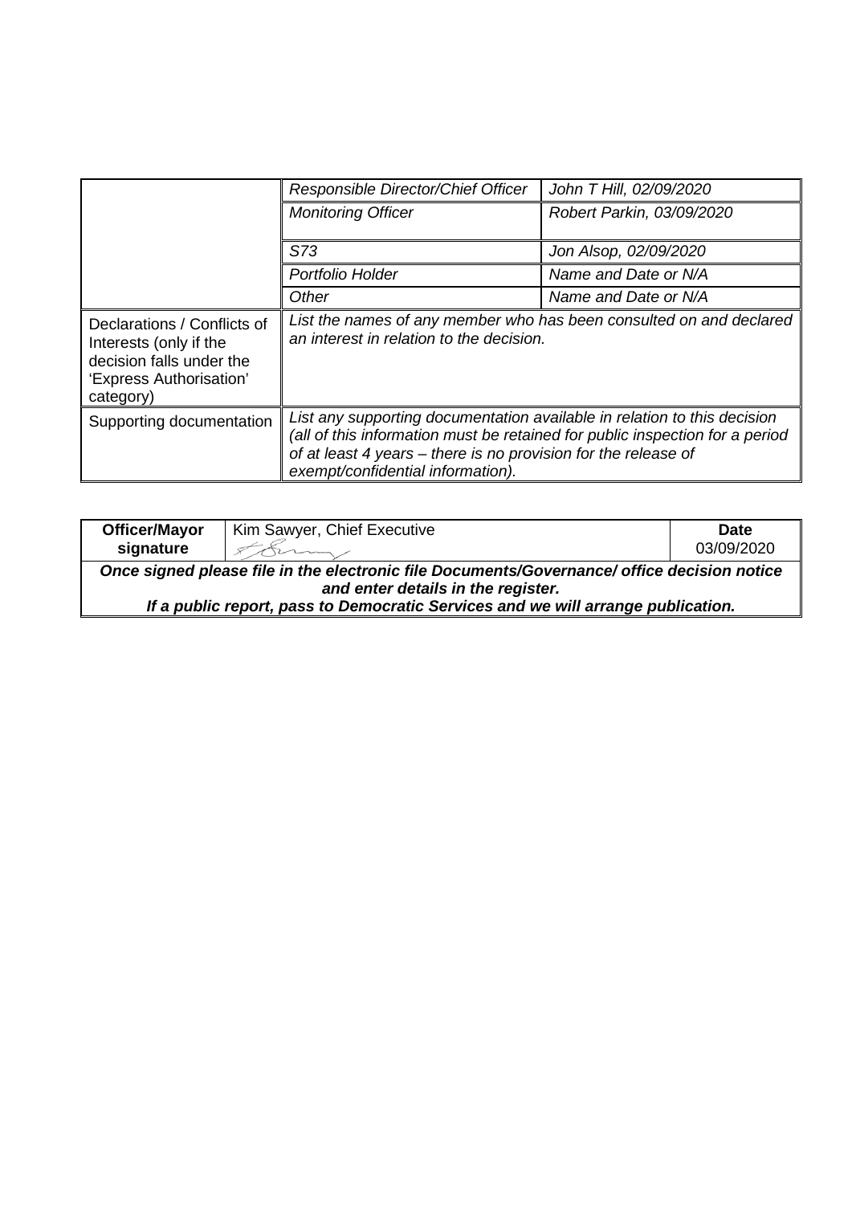| | | |
|---|---|---|
| | *Responsible Director/Chief Officer* | *John T Hill, 02/09/2020* |
| | *Monitoring Officer* | *Robert Parkin, 03/09/2020* |
| | *S73* | *Jon Alsop, 02/09/2020* |
| | *Portfolio Holder* | *Name and Date or N/A* |
| | *Other* | *Name and Date or N/A* |
| Declarations / Conflicts of Interests (only if the decision falls under the 'Express Authorisation' category) | *List the names of any member who has been consulted on and declared an interest in relation to the decision.* | |
| Supporting documentation | *List any supporting documentation available in relation to this decision (all of this information must be retained for public inspection for a period of at least 4 years – there is no provision for the release of exempt/confidential information).* | |

| | | |
|---|---|---|
| **Officer/Mayor signature** | Kim Sawyer, Chief Executive | **Date** 03/09/2020 |
| ***Once signed please file in the electronic file Documents/Governance/ office decision notice and enter details in the register. If a public report, pass to Democratic Services and we will arrange publication.*** | | |